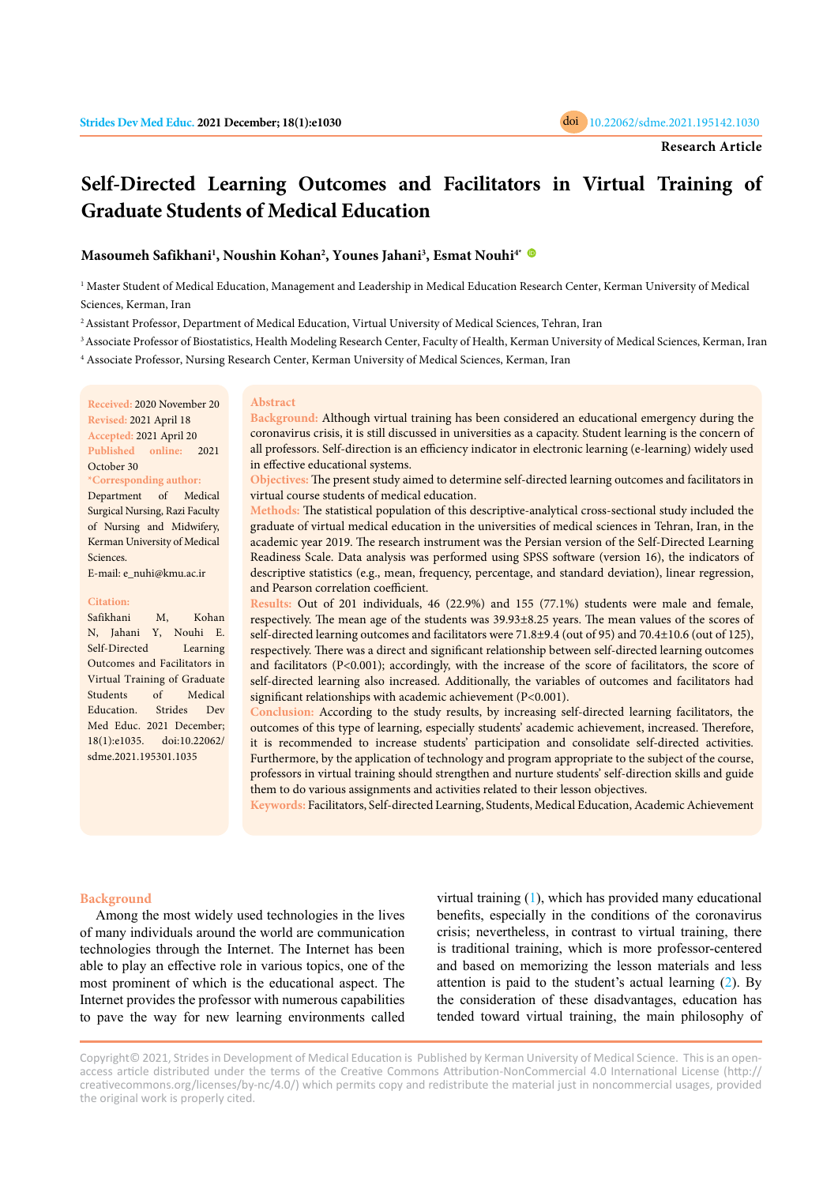Research Article

# Self-Directed Learning Outcomes and Facilitators in Virtual Training of Graduate Students of Medical Education

**Masoumeh Safikhani[1], Noushin Kohan[2], Younes Jahani[3], Esmat Nouhi[4*]**

[1] Master Student of Medical Education, Management and Leadership in Medical Education Research Center, Kerman University of Medical Sciences, Kerman, Iran

[2] Assistant Professor, Department of Medical Education, Virtual University of Medical Sciences, Tehran, Iran

[3] Associate Professor of Biostatistics, Health Modeling Research Center, Faculty of Health, Kerman University of Medical Sciences, Kerman, Iran

[4] Associate Professor, Nursing Research Center, Kerman University of Medical Sciences, Kerman, Iran

**Received:** 2020 November 20
**Revised:** 2021 April 18
**Accepted:** 2021 April 20
**Published online:** 2021 October 30

**\*Corresponding author:** Department of Medical Surgical Nursing, Razi Faculty of Nursing and Midwifery, Kerman University of Medical Sciences.
E-mail: e_nuhi@kmu.ac.ir

**Citation:** Safikhani M, Kohan N, Jahani Y, Nouhi E. Self-Directed Learning Outcomes and Facilitators in Virtual Training of Graduate Students of Medical Education. Strides Dev Med Educ. 2021 December; 18(1):e1035. doi:10.22062/sdme.2021.195301.1035

## Abstract

**Background:** Although virtual training has been considered an educational emergency during the coronavirus crisis, it is still discussed in universities as a capacity. Student learning is the concern of all professors. Self-direction is an efficiency indicator in electronic learning (e-learning) widely used in effective educational systems.

**Objectives:** The present study aimed to determine self-directed learning outcomes and facilitators in virtual course students of medical education.

**Methods:** The statistical population of this descriptive-analytical cross-sectional study included the graduate of virtual medical education in the universities of medical sciences in Tehran, Iran, in the academic year 2019. The research instrument was the Persian version of the Self-Directed Learning Readiness Scale. Data analysis was performed using SPSS software (version 16), the indicators of descriptive statistics (e.g., mean, frequency, percentage, and standard deviation), linear regression, and Pearson correlation coefficient.

**Results:** Out of 201 individuals, 46 (22.9%) and 155 (77.1%) students were male and female, respectively. The mean age of the students was 39.93±8.25 years. The mean values of the scores of self-directed learning outcomes and facilitators were 71.8±9.4 (out of 95) and 70.4±10.6 (out of 125), respectively. There was a direct and significant relationship between self-directed learning outcomes and facilitators ($P<0.001$); accordingly, with the increase of the score of facilitators, the score of self-directed learning also increased. Additionally, the variables of outcomes and facilitators had significant relationships with academic achievement ($P<0.001$).

**Conclusion:** According to the study results, by increasing self-directed learning facilitators, the outcomes of this type of learning, especially students' academic achievement, increased. Therefore, it is recommended to increase students' participation and consolidate self-directed activities. Furthermore, by the application of technology and program appropriate to the subject of the course, professors in virtual training should strengthen and nurture students' self-direction skills and guide them to do various assignments and activities related to their lesson objectives.

**Keywords:** Facilitators, Self-directed Learning, Students, Medical Education, Academic Achievement

## Background

Among the most widely used technologies in the lives of many individuals around the world are communication technologies through the Internet. The Internet has been able to play an effective role in various topics, one of the most prominent of which is the educational aspect. The Internet provides the professor with numerous capabilities to pave the way for new learning environments called virtual training (1), which has provided many educational benefits, especially in the conditions of the coronavirus crisis; nevertheless, in contrast to virtual training, there is traditional training, which is more professor-centered and based on memorizing the lesson materials and less attention is paid to the student's actual learning (2). By the consideration of these disadvantages, education has tended toward virtual training, the main philosophy of

Copyright© 2021, Strides in Development of Medical Education is Published by Kerman University of Medical Science. This is an open-access article distributed under the terms of the Creative Commons Attribution-NonCommercial 4.0 International License (http://creativecommons.org/licenses/by-nc/4.0/) which permits copy and redistribute the material just in noncommercial usages, provided the original work is properly cited.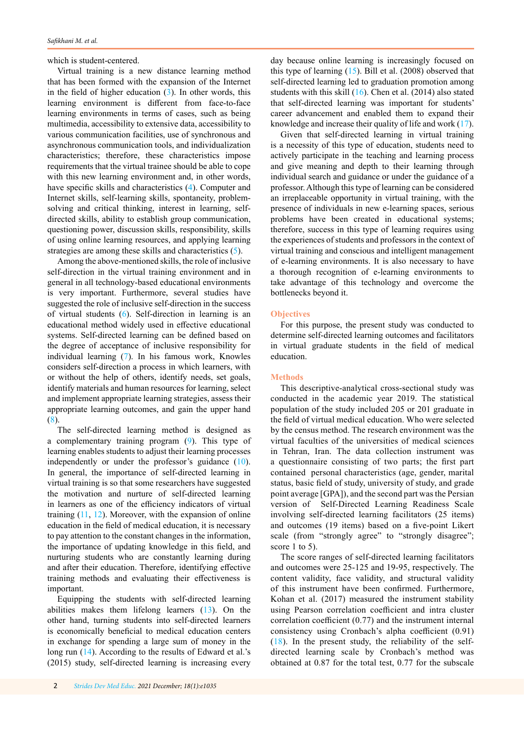which is student-centered.

Virtual training is a new distance learning method that has been formed with the expansion of the Internet in the field of higher education (3). In other words, this learning environment is different from face-to-face learning environments in terms of cases, such as being multimedia, accessibility to extensive data, accessibility to various communication facilities, use of synchronous and asynchronous communication tools, and individualization characteristics; therefore, these characteristics impose requirements that the virtual trainee should be able to cope with this new learning environment and, in other words, have specific skills and characteristics (4). Computer and Internet skills, self-learning skills, spontaneity, problem-solving and critical thinking, interest in learning, self-directed skills, ability to establish group communication, questioning power, discussion skills, responsibility, skills of using online learning resources, and applying learning strategies are among these skills and characteristics (5).

Among the above-mentioned skills, the role of inclusive self-direction in the virtual training environment and in general in all technology-based educational environments is very important. Furthermore, several studies have suggested the role of inclusive self-direction in the success of virtual students (6). Self-direction in learning is an educational method widely used in effective educational systems. Self-directed learning can be defined based on the degree of acceptance of inclusive responsibility for individual learning (7). In his famous work, Knowles considers self-direction a process in which learners, with or without the help of others, identify needs, set goals, identify materials and human resources for learning, select and implement appropriate learning strategies, assess their appropriate learning outcomes, and gain the upper hand (8).

The self-directed learning method is designed as a complementary training program (9). This type of learning enables students to adjust their learning processes independently or under the professor's guidance (10). In general, the importance of self-directed learning in virtual training is so that some researchers have suggested the motivation and nurture of self-directed learning in learners as one of the efficiency indicators of virtual training (11, 12). Moreover, with the expansion of online education in the field of medical education, it is necessary to pay attention to the constant changes in the information, the importance of updating knowledge in this field, and nurturing students who are constantly learning during and after their education. Therefore, identifying effective training methods and evaluating their effectiveness is important.

Equipping the students with self-directed learning abilities makes them lifelong learners (13). On the other hand, turning students into self-directed learners is economically beneficial to medical education centers in exchange for spending a large sum of money in the long run (14). According to the results of Edward et al.'s (2015) study, self-directed learning is increasing every day because online learning is increasingly focused on this type of learning (15). Bill et al. (2008) observed that self-directed learning led to graduation promotion among students with this skill (16). Chen et al. (2014) also stated that self-directed learning was important for students' career advancement and enabled them to expand their knowledge and increase their quality of life and work (17).

Given that self-directed learning in virtual training is a necessity of this type of education, students need to actively participate in the teaching and learning process and give meaning and depth to their learning through individual search and guidance or under the guidance of a professor. Although this type of learning can be considered an irreplaceable opportunity in virtual training, with the presence of individuals in new e-learning spaces, serious problems have been created in educational systems; therefore, success in this type of learning requires using the experiences of students and professors in the context of virtual training and conscious and intelligent management of e-learning environments. It is also necessary to have a thorough recognition of e-learning environments to take advantage of this technology and overcome the bottlenecks beyond it.

## Objectives

For this purpose, the present study was conducted to determine self-directed learning outcomes and facilitators in virtual graduate students in the field of medical education.

## Methods

This descriptive-analytical cross-sectional study was conducted in the academic year 2019. The statistical population of the study included 205 or 201 graduate in the field of virtual medical education. Who were selected by the census method. The research environment was the virtual faculties of the universities of medical sciences in Tehran, Iran. The data collection instrument was a questionnaire consisting of two parts; the first part contained personal characteristics (age, gender, marital status, basic field of study, university of study, and grade point average [GPA]), and the second part was the Persian version of Self-Directed Learning Readiness Scale involving self-directed learning facilitators (25 items) and outcomes (19 items) based on a five-point Likert scale (from "strongly agree" to "strongly disagree"; score 1 to 5).

The score ranges of self-directed learning facilitators and outcomes were 25-125 and 19-95, respectively. The content validity, face validity, and structural validity of this instrument have been confirmed. Furthermore, Kohan et al. (2017) measured the instrument stability using Pearson correlation coefficient and intra cluster correlation coefficient (0.77) and the instrument internal consistency using Cronbach's alpha coefficient (0.91) (18). In the present study, the reliability of the self-directed learning scale by Cronbach's method was obtained at 0.87 for the total test, 0.77 for the subscale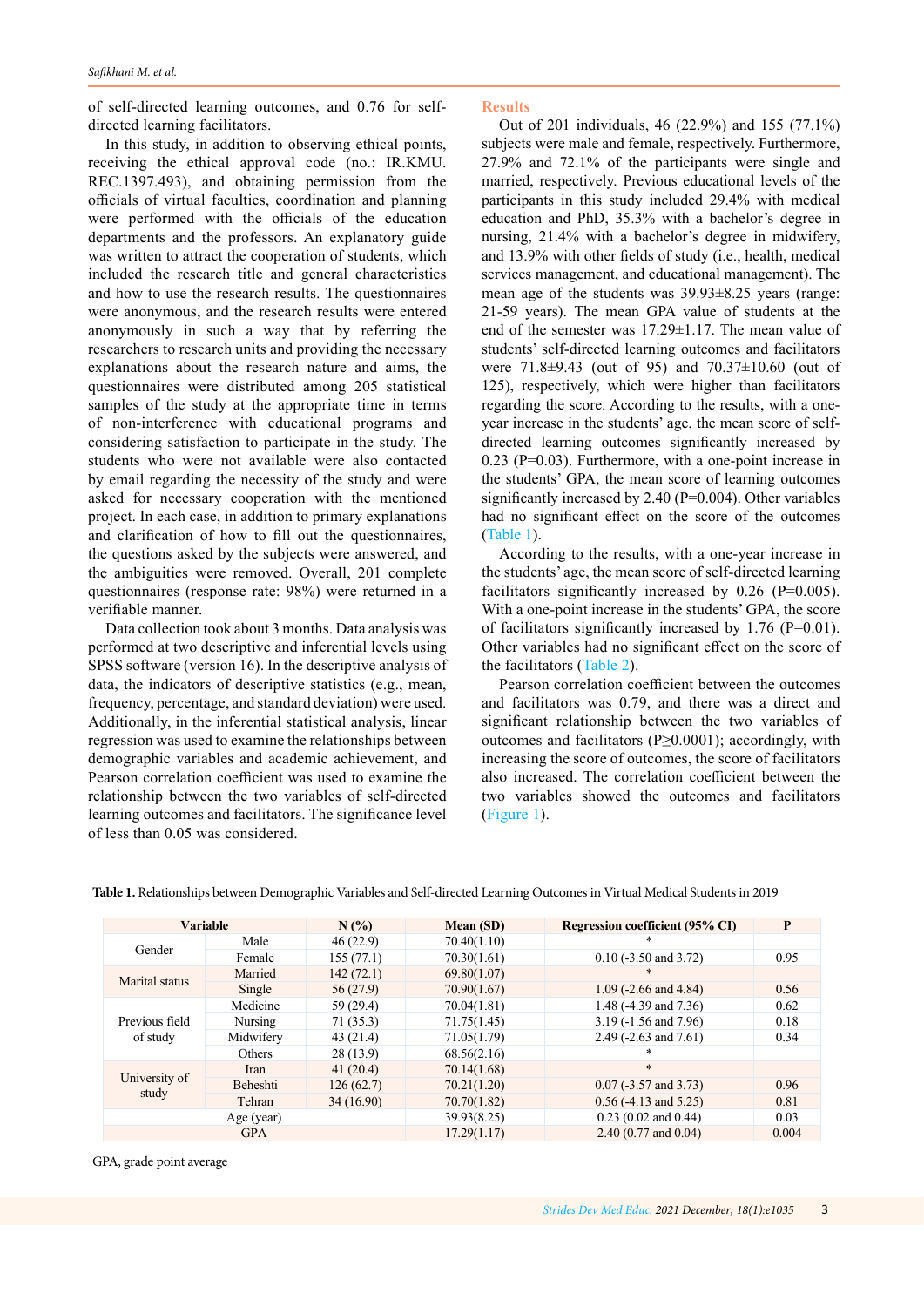of self-directed learning outcomes, and 0.76 for self-directed learning facilitators.

In this study, in addition to observing ethical points, receiving the ethical approval code (no.: IR.KMU.REC.1397.493), and obtaining permission from the officials of virtual faculties, coordination and planning were performed with the officials of the education departments and the professors. An explanatory guide was written to attract the cooperation of students, which included the research title and general characteristics and how to use the research results. The questionnaires were anonymous, and the research results were entered anonymously in such a way that by referring the researchers to research units and providing the necessary explanations about the research nature and aims, the questionnaires were distributed among 205 statistical samples of the study at the appropriate time in terms of non-interference with educational programs and considering satisfaction to participate in the study. The students who were not available were also contacted by email regarding the necessity of the study and were asked for necessary cooperation with the mentioned project. In each case, in addition to primary explanations and clarification of how to fill out the questionnaires, the questions asked by the subjects were answered, and the ambiguities were removed. Overall, 201 complete questionnaires (response rate: 98%) were returned in a verifiable manner.

Data collection took about 3 months. Data analysis was performed at two descriptive and inferential levels using SPSS software (version 16). In the descriptive analysis of data, the indicators of descriptive statistics (e.g., mean, frequency, percentage, and standard deviation) were used. Additionally, in the inferential statistical analysis, linear regression was used to examine the relationships between demographic variables and academic achievement, and Pearson correlation coefficient was used to examine the relationship between the two variables of self-directed learning outcomes and facilitators. The significance level of less than 0.05 was considered.

## Results

Out of 201 individuals, 46 (22.9%) and 155 (77.1%) subjects were male and female, respectively. Furthermore, 27.9% and 72.1% of the participants were single and married, respectively. Previous educational levels of the participants in this study included 29.4% with medical education and PhD, 35.3% with a bachelor's degree in nursing, 21.4% with a bachelor's degree in midwifery, and 13.9% with other fields of study (i.e., health, medical services management, and educational management). The mean age of the students was 39.93±8.25 years (range: 21-59 years). The mean GPA value of students at the end of the semester was 17.29±1.17. The mean value of students' self-directed learning outcomes and facilitators were 71.8±9.43 (out of 95) and 70.37±10.60 (out of 125), respectively, which were higher than facilitators regarding the score. According to the results, with a one-year increase in the students' age, the mean score of self-directed learning outcomes significantly increased by 0.23 (P=0.03). Furthermore, with a one-point increase in the students' GPA, the mean score of learning outcomes significantly increased by 2.40 (P=0.004). Other variables had no significant effect on the score of the outcomes (Table 1).

According to the results, with a one-year increase in the students' age, the mean score of self-directed learning facilitators significantly increased by 0.26 (P=0.005). With a one-point increase in the students' GPA, the score of facilitators significantly increased by 1.76 (P=0.01). Other variables had no significant effect on the score of the facilitators (Table 2).

Pearson correlation coefficient between the outcomes and facilitators was 0.79, and there was a direct and significant relationship between the two variables of outcomes and facilitators (P≥0.0001); accordingly, with increasing the score of outcomes, the score of facilitators also increased. The correlation coefficient between the two variables showed the outcomes and facilitators (Figure 1).

**Table 1.** Relationships between Demographic Variables and Self-directed Learning Outcomes in Virtual Medical Students in 2019

| Variable | | N (%) | Mean (SD) | Regression coefficient (95% CI) | P |
|---|---|---|---|---|---|
| Gender | Male | 46 (22.9) | 70.40(1.10) | * | |
| | Female | 155 (77.1) | 70.30(1.61) | 0.10 (-3.50 and 3.72) | 0.95 |
| Marital status | Married | 142 (72.1) | 69.80(1.07) | * | |
| | Single | 56 (27.9) | 70.90(1.67) | 1.09 (-2.66 and 4.84) | 0.56 |
| Previous field of study | Medicine | 59 (29.4) | 70.04(1.81) | 1.48 (-4.39 and 7.36) | 0.62 |
| | Nursing | 71 (35.3) | 71.75(1.45) | 3.19 (-1.56 and 7.96) | 0.18 |
| | Midwifery | 43 (21.4) | 71.05(1.79) | 2.49 (-2.63 and 7.61) | 0.34 |
| | Others | 28 (13.9) | 68.56(2.16) | * | |
| University of study | Iran | 41 (20.4) | 70.14(1.68) | * | |
| | Beheshti | 126 (62.7) | 70.21(1.20) | 0.07 (-3.57 and 3.73) | 0.96 |
| | Tehran | 34 (16.90) | 70.70(1.82) | 0.56 (-4.13 and 5.25) | 0.81 |
| Age (year) | | | 39.93(8.25) | 0.23 (0.02 and 0.44) | 0.03 |
| GPA | | | 17.29(1.17) | 2.40 (0.77 and 0.04) | 0.004 |

GPA, grade point average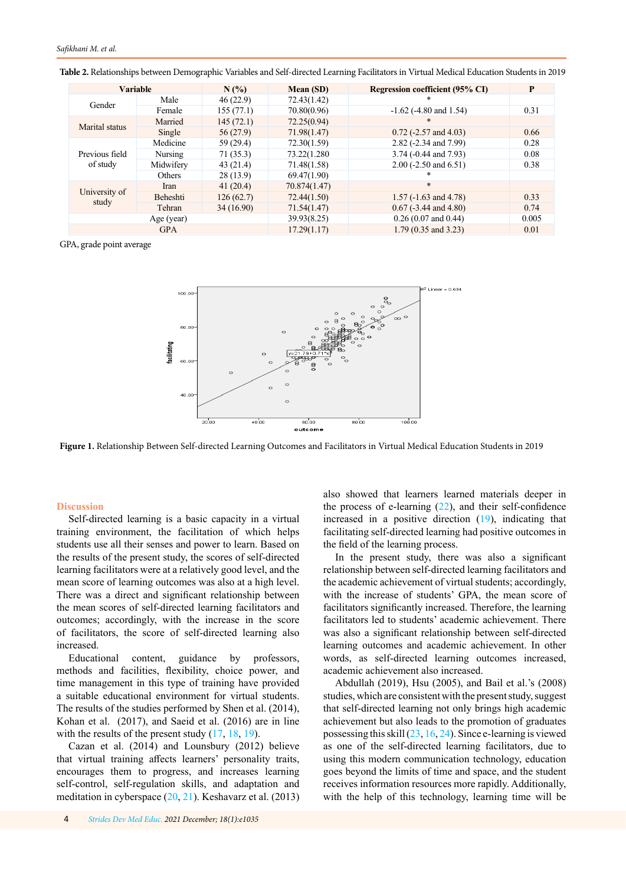**Table 2.** Relationships between Demographic Variables and Self-directed Learning Facilitators in Virtual Medical Education Students in 2019

| Variable | | N (%) | Mean (SD) | Regression coefficient (95% CI) | P |
|---|---|---|---|---|---|
| Gender | Male | 46 (22.9) | 72.43(1.42) | * | |
| | Female | 155 (77.1) | 70.80(0.96) | -1.62 (-4.80 and 1.54) | 0.31 |
| Marital status | Married | 145 (72.1) | 72.25(0.94) | * | |
| | Single | 56 (27.9) | 71.98(1.47) | 0.72 (-2.57 and 4.03) | 0.66 |
| Previous field of study | Medicine | 59 (29.4) | 72.30(1.59) | 2.82 (-2.34 and 7.99) | 0.28 |
| | Nursing | 71 (35.3) | 73.22(1.280 | 3.74 (-0.44 and 7.93) | 0.08 |
| | Midwifery | 43 (21.4) | 71.48(1.58) | 2.00 (-2.50 and 6.51) | 0.38 |
| | Others | 28 (13.9) | 69.47(1.90) | * | |
| University of study | Iran | 41 (20.4) | 70.874(1.47) | * | |
| | Beheshti | 126 (62.7) | 72.44(1.50) | 1.57 (-1.63 and 4.78) | 0.33 |
| | Tehran | 34 (16.90) | 71.54(1.47) | 0.67 (-3.44 and 4.80) | 0.74 |
| Age (year) | | | 39.93(8.25) | 0.26 (0.07 and 0.44) | 0.005 |
| GPA | | | 17.29(1.17) | 1.79 (0.35 and 3.23) | 0.01 |

GPA, grade point average

**Figure 1.** Relationship Between Self-directed Learning Outcomes and Facilitators in Virtual Medical Education Students in 2019

## Discussion

Self-directed learning is a basic capacity in a virtual training environment, the facilitation of which helps students use all their senses and power to learn. Based on the results of the present study, the scores of self-directed learning facilitators were at a relatively good level, and the mean score of learning outcomes was also at a high level. There was a direct and significant relationship between the mean scores of self-directed learning facilitators and outcomes; accordingly, with the increase in the score of facilitators, the score of self-directed learning also increased.

Educational content, guidance by professors, methods and facilities, flexibility, choice power, and time management in this type of training have provided a suitable educational environment for virtual students. The results of the studies performed by Shen et al. (2014), Kohan et al. (2017), and Saeid et al. (2016) are in line with the results of the present study (17, 18, 19).

Cazan et al. (2014) and Lounsbury (2012) believe that virtual training affects learners' personality traits, encourages them to progress, and increases learning self-control, self-regulation skills, and adaptation and meditation in cyberspace (20, 21). Keshavarz et al. (2013) also showed that learners learned materials deeper in the process of e-learning (22), and their self-confidence increased in a positive direction (19), indicating that facilitating self-directed learning had positive outcomes in the field of the learning process.

In the present study, there was also a significant relationship between self-directed learning facilitators and the academic achievement of virtual students; accordingly, with the increase of students' GPA, the mean score of facilitators significantly increased. Therefore, the learning facilitators led to students' academic achievement. There was also a significant relationship between self-directed learning outcomes and academic achievement. In other words, as self-directed learning outcomes increased, academic achievement also increased.

Abdullah (2019), Hsu (2005), and Bail et al.'s (2008) studies, which are consistent with the present study, suggest that self-directed learning not only brings high academic achievement but also leads to the promotion of graduates possessing this skill (23, 16, 24). Since e-learning is viewed as one of the self-directed learning facilitators, due to using this modern communication technology, education goes beyond the limits of time and space, and the student receives information resources more rapidly. Additionally, with the help of this technology, learning time will be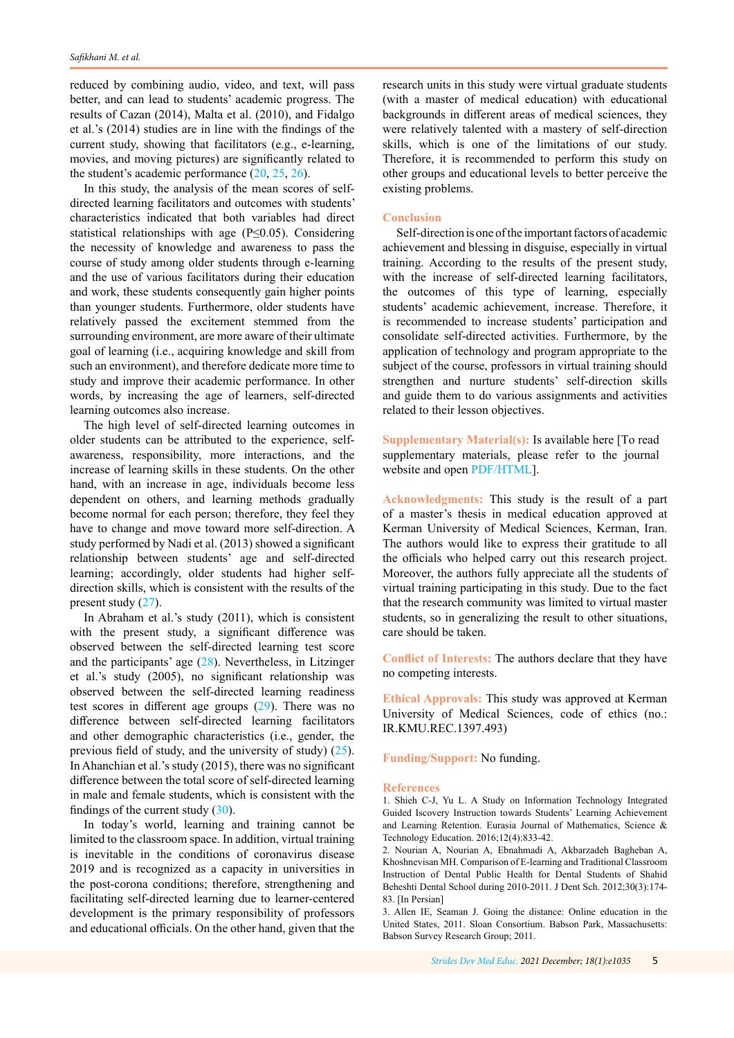reduced by combining audio, video, and text, will pass better, and can lead to students' academic progress. The results of Cazan (2014), Malta et al. (2010), and Fidalgo et al.'s (2014) studies are in line with the findings of the current study, showing that facilitators (e.g., e-learning, movies, and moving pictures) are significantly related to the student's academic performance (20, 25, 26).

In this study, the analysis of the mean scores of self-directed learning facilitators and outcomes with students' characteristics indicated that both variables had direct statistical relationships with age ($P \leq 0.05$). Considering the necessity of knowledge and awareness to pass the course of study among older students through e-learning and the use of various facilitators during their education and work, these students consequently gain higher points than younger students. Furthermore, older students have relatively passed the excitement stemmed from the surrounding environment, are more aware of their ultimate goal of learning (i.e., acquiring knowledge and skill from such an environment), and therefore dedicate more time to study and improve their academic performance. In other words, by increasing the age of learners, self-directed learning outcomes also increase.

The high level of self-directed learning outcomes in older students can be attributed to the experience, self-awareness, responsibility, more interactions, and the increase of learning skills in these students. On the other hand, with an increase in age, individuals become less dependent on others, and learning methods gradually become normal for each person; therefore, they feel they have to change and move toward more self-direction. A study performed by Nadi et al. (2013) showed a significant relationship between students' age and self-directed learning; accordingly, older students had higher self-direction skills, which is consistent with the results of the present study (27).

In Abraham et al.'s study (2011), which is consistent with the present study, a significant difference was observed between the self-directed learning test score and the participants' age (28). Nevertheless, in Litzinger et al.'s study (2005), no significant relationship was observed between the self-directed learning readiness test scores in different age groups (29). There was no difference between self-directed learning facilitators and other demographic characteristics (i.e., gender, the previous field of study, and the university of study) (25). In Ahanchian et al.'s study (2015), there was no significant difference between the total score of self-directed learning in male and female students, which is consistent with the findings of the current study (30).

In today's world, learning and training cannot be limited to the classroom space. In addition, virtual training is inevitable in the conditions of coronavirus disease 2019 and is recognized as a capacity in universities in the post-corona conditions; therefore, strengthening and facilitating self-directed learning due to learner-centered development is the primary responsibility of professors and educational officials. On the other hand, given that the research units in this study were virtual graduate students (with a master of medical education) with educational backgrounds in different areas of medical sciences, they were relatively talented with a mastery of self-direction skills, which is one of the limitations of our study. Therefore, it is recommended to perform this study on other groups and educational levels to better perceive the existing problems.

## Conclusion

Self-direction is one of the important factors of academic achievement and blessing in disguise, especially in virtual training. According to the results of the present study, with the increase of self-directed learning facilitators, the outcomes of this type of learning, especially students' academic achievement, increase. Therefore, it is recommended to increase students' participation and consolidate self-directed activities. Furthermore, by the application of technology and program appropriate to the subject of the course, professors in virtual training should strengthen and nurture students' self-direction skills and guide them to do various assignments and activities related to their lesson objectives.

**Supplementary Material(s):** Is available here [To read supplementary materials, please refer to the journal website and open PDF/HTML].

**Acknowledgments:** This study is the result of a part of a master's thesis in medical education approved at Kerman University of Medical Sciences, Kerman, Iran. The authors would like to express their gratitude to all the officials who helped carry out this research project. Moreover, the authors fully appreciate all the students of virtual training participating in this study. Due to the fact that the research community was limited to virtual master students, so in generalizing the result to other situations, care should be taken.

**Conflict of Interests:** The authors declare that they have no competing interests.

**Ethical Approvals:** This study was approved at Kerman University of Medical Sciences, code of ethics (no.: IR.KMU.REC.1397.493)

**Funding/Support:** No funding.

## References

1. Shieh C-J, Yu L. A Study on Information Technology Integrated Guided Iscovery Instruction towards Students' Learning Achievement and Learning Retention. Eurasia Journal of Mathematics, Science & Technology Education. 2016;12(4):833-42.
2. Nourian A, Nourian A, Ebnahmadi A, Akbarzadeh Bagheban A, Khoshnevisan MH. Comparison of E-learning and Traditional Classroom Instruction of Dental Public Health for Dental Students of Shahid Beheshti Dental School during 2010-2011. J Dent Sch. 2012;30(3):174-83. [In Persian]
3. Allen IE, Seaman J. Going the distance: Online education in the United States, 2011. Sloan Consortium. Babson Park, Massachusetts: Babson Survey Research Group; 2011.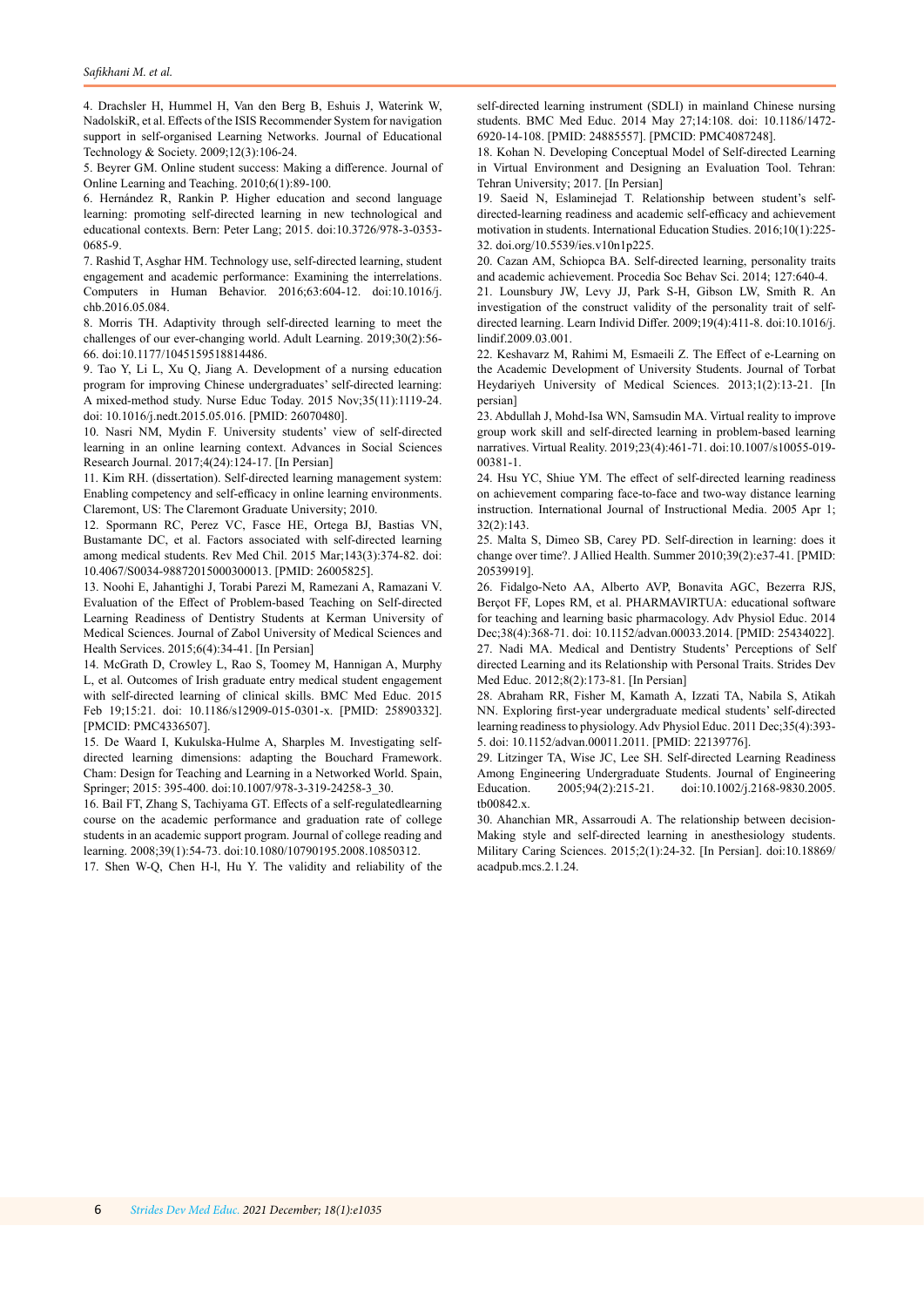4. Drachsler H, Hummel H, Van den Berg B, Eshuis J, Waterink W, NadolskiR, et al. Effects of the ISIS Recommender System for navigation support in self-organised Learning Networks. Journal of Educational Technology & Society. 2009;12(3):106-24.

5. Beyrer GM. Online student success: Making a difference. Journal of Online Learning and Teaching. 2010;6(1):89-100.

6. Hernández R, Rankin P. Higher education and second language learning: promoting self-directed learning in new technological and educational contexts. Bern: Peter Lang; 2015. doi:10.3726/978-3-0353-0685-9.

7. Rashid T, Asghar HM. Technology use, self-directed learning, student engagement and academic performance: Examining the interrelations. Computers in Human Behavior. 2016;63:604-12. doi:10.1016/j.chb.2016.05.084.

8. Morris TH. Adaptivity through self-directed learning to meet the challenges of our ever-changing world. Adult Learning. 2019;30(2):56-66. doi:10.1177/1045159518814486.

9. Tao Y, Li L, Xu Q, Jiang A. Development of a nursing education program for improving Chinese undergraduates' self-directed learning: A mixed-method study. Nurse Educ Today. 2015 Nov;35(11):1119-24. doi: 10.1016/j.nedt.2015.05.016. [PMID: 26070480].

10. Nasri NM, Mydin F. University students' view of self-directed learning in an online learning context. Advances in Social Sciences Research Journal. 2017;4(24):124-17. [In Persian]

11. Kim RH. (dissertation). Self-directed learning management system: Enabling competency and self-efficacy in online learning environments. Claremont, US: The Claremont Graduate University; 2010.

12. Spormann RC, Perez VC, Fasce HE, Ortega BJ, Bastias VN, Bustamante DC, et al. Factors associated with self-directed learning among medical students. Rev Med Chil. 2015 Mar;143(3):374-82. doi: 10.4067/S0034-98872015000300013. [PMID: 26005825].

13. Noohi E, Jahantighi J, Torabi Parezi M, Ramezani A, Ramazani V. Evaluation of the Effect of Problem-based Teaching on Self-directed Learning Readiness of Dentistry Students at Kerman University of Medical Sciences. Journal of Zabol University of Medical Sciences and Health Services. 2015;6(4):34-41. [In Persian]

14. McGrath D, Crowley L, Rao S, Toomey M, Hannigan A, Murphy L, et al. Outcomes of Irish graduate entry medical student engagement with self-directed learning of clinical skills. BMC Med Educ. 2015 Feb 19;15:21. doi: 10.1186/s12909-015-0301-x. [PMID: 25890332]. [PMCID: PMC4336507].

15. De Waard I, Kukulska-Hulme A, Sharples M. Investigating self-directed learning dimensions: adapting the Bouchard Framework. Cham: Design for Teaching and Learning in a Networked World. Spain, Springer; 2015: 395-400. doi:10.1007/978-3-319-24258-3_30.

16. Bail FT, Zhang S, Tachiyama GT. Effects of a self-regulatedlearning course on the academic performance and graduation rate of college students in an academic support program. Journal of college reading and learning. 2008;39(1):54-73. doi:10.1080/10790195.2008.10850312.

17. Shen W-Q, Chen H-l, Hu Y. The validity and reliability of the self-directed learning instrument (SDLI) in mainland Chinese nursing students. BMC Med Educ. 2014 May 27;14:108. doi: 10.1186/1472-6920-14-108. [PMID: 24885557]. [PMCID: PMC4087248].

18. Kohan N. Developing Conceptual Model of Self-directed Learning in Virtual Environment and Designing an Evaluation Tool. Tehran: Tehran University; 2017. [In Persian]

19. Saeid N, Eslaminejad T. Relationship between student's self-directed-learning readiness and academic self-efficacy and achievement motivation in students. International Education Studies. 2016;10(1):225-32. doi.org/10.5539/ies.v10n1p225.

20. Cazan AM, Schiopca BA. Self-directed learning, personality traits and academic achievement. Procedia Soc Behav Sci. 2014; 127:640-4.

21. Lounsbury JW, Levy JJ, Park S-H, Gibson LW, Smith R. An investigation of the construct validity of the personality trait of self-directed learning. Learn Individ Differ. 2009;19(4):411-8. doi:10.1016/j.lindif.2009.03.001.

22. Keshavarz M, Rahimi M, Esmaeili Z. The Effect of e-Learning on the Academic Development of University Students. Journal of Torbat Heydariyeh University of Medical Sciences. 2013;1(2):13-21. [In persian]

23. Abdullah J, Mohd-Isa WN, Samsudin MA. Virtual reality to improve group work skill and self-directed learning in problem-based learning narratives. Virtual Reality. 2019;23(4):461-71. doi:10.1007/s10055-019-00381-1.

24. Hsu YC, Shiue YM. The effect of self-directed learning readiness on achievement comparing face-to-face and two-way distance learning instruction. International Journal of Instructional Media. 2005 Apr 1; 32(2):143.

25. Malta S, Dimeo SB, Carey PD. Self-direction in learning: does it change over time?. J Allied Health. Summer 2010;39(2):e37-41. [PMID: 20539919].

26. Fidalgo-Neto AA, Alberto AVP, Bonavita AGC, Bezerra RJS, Berçot FF, Lopes RM, et al. PHARMAVIRTUA: educational software for teaching and learning basic pharmacology. Adv Physiol Educ. 2014 Dec;38(4):368-71. doi: 10.1152/advan.00033.2014. [PMID: 25434022].

27. Nadi MA. Medical and Dentistry Students' Perceptions of Self directed Learning and its Relationship with Personal Traits. Strides Dev Med Educ. 2012;8(2):173-81. [In Persian]

28. Abraham RR, Fisher M, Kamath A, Izzati TA, Nabila S, Atikah NN. Exploring first-year undergraduate medical students' self-directed learning readiness to physiology. Adv Physiol Educ. 2011 Dec;35(4):393-5. doi: 10.1152/advan.00011.2011. [PMID: 22139776].

29. Litzinger TA, Wise JC, Lee SH. Self-directed Learning Readiness Among Engineering Undergraduate Students. Journal of Engineering Education. 2005;94(2):215-21. doi:10.1002/j.2168-9830.2005.tb00842.x.

30. Ahanchian MR, Assarroudi A. The relationship between decision-Making style and self-directed learning in anesthesiology students. Military Caring Sciences. 2015;2(1):24-32. [In Persian]. doi:10.18869/acadpub.mcs.2.1.24.